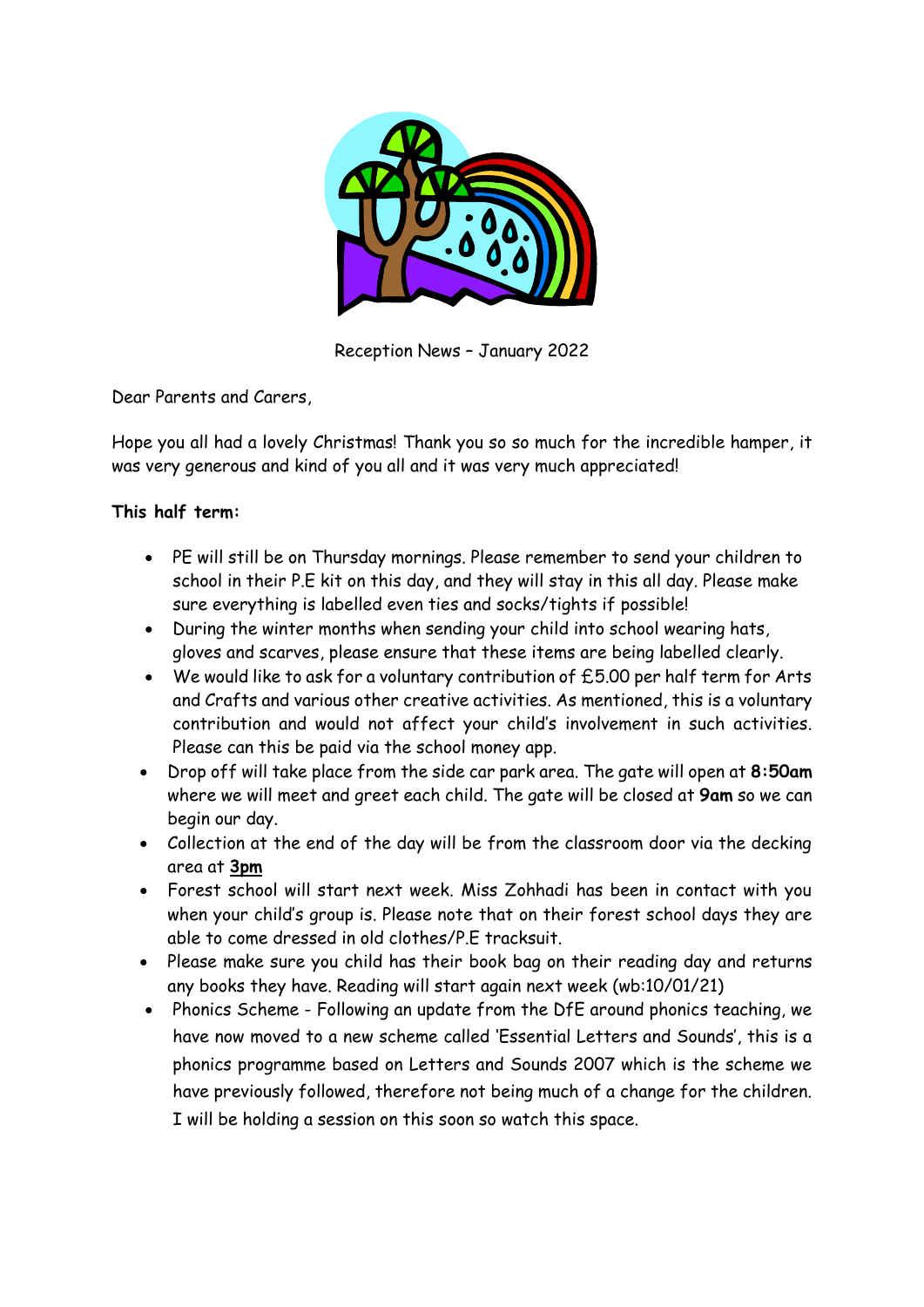Reception News – January 2022

Dear Parents and Carers,

Hope you all had a lovely Christmas! Thank you so so much for the incredible hamper, it was very generous and kind of you all and it was very much appreciated!

**This half term:**

- PE will still be on Thursday mornings. Please remember to send your children to school in their P.E kit on this day, and they will stay in this all day. Please make sure everything is labelled even ties and socks/tights if possible!
- During the winter months when sending your child into school wearing hats, gloves and scarves, please ensure that these items are being labelled clearly.
- We would like to ask for a voluntary contribution of £5.00 per half term for Arts and Crafts and various other creative activities. As mentioned, this is a voluntary contribution and would not affect your child's involvement in such activities. Please can this be paid via the school money app.
- Drop off will take place from the side car park area. The gate will open at **8:50am** where we will meet and greet each child. The gate will be closed at **9am** so we can begin our day.
- Collection at the end of the day will be from the classroom door via the decking area at **<u>3pm</u>**
- Forest school will start next week. Miss Zohhadi has been in contact with you when your child's group is. Please note that on their forest school days they are able to come dressed in old clothes/P.E tracksuit.
- Please make sure you child has their book bag on their reading day and returns any books they have. Reading will start again next week (wb:10/01/21)
- Phonics Scheme - Following an update from the DfE around phonics teaching, we have now moved to a new scheme called 'Essential Letters and Sounds', this is a phonics programme based on Letters and Sounds 2007 which is the scheme we have previously followed, therefore not being much of a change for the children. I will be holding a session on this soon so watch this space.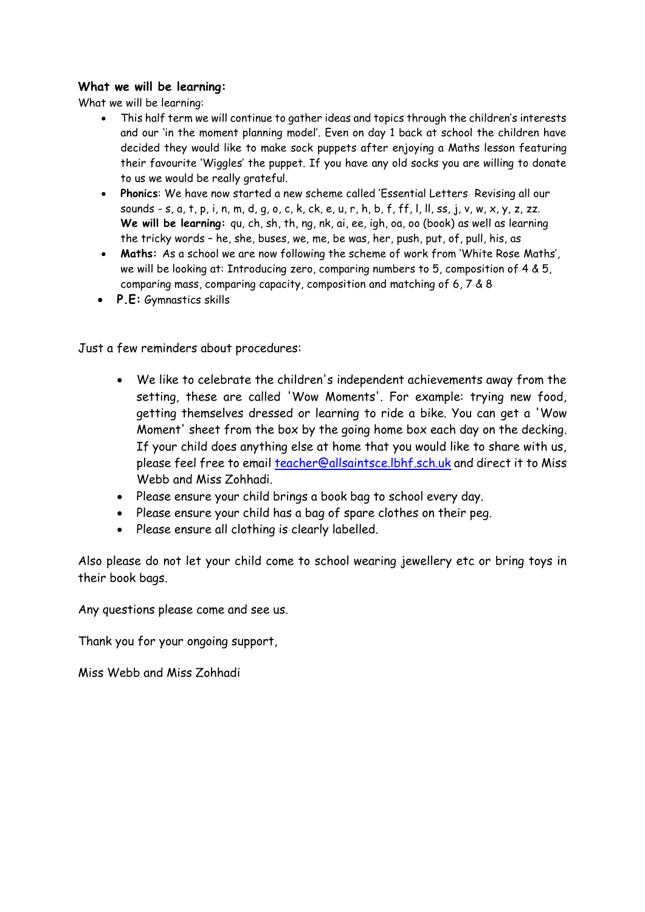**What we will be learning:**

What we will be learning:

- This half term we will continue to gather ideas and topics through the children's interests and our 'in the moment planning model'. Even on day 1 back at school the children have decided they would like to make sock puppets after enjoying a Maths lesson featuring their favourite 'Wiggles' the puppet. If you have any old socks you are willing to donate to us we would be really grateful.
- **Phonics**: We have now started a new scheme called 'Essential Letters Revising all our sounds - s, a, t, p, i, n, m, d, g, o, c, k, ck, e, u, r, h, b, f, ff, l, ll, ss, j, v, w, x, y, z, zz. **We will be learning:** qu, ch, sh, th, ng, nk, ai, ee, igh, oa, oo (book) as well as learning the tricky words – he, she, buses, we, me, be was, her, push, put, of, pull, his, as
- **Maths:** As a school we are now following the scheme of work from 'White Rose Maths', we will be looking at: Introducing zero, comparing numbers to 5, composition of 4 & 5, comparing mass, comparing capacity, composition and matching of 6, 7 & 8
- **P.E:** Gymnastics skills

Just a few reminders about procedures:

- We like to celebrate the children's independent achievements away from the setting, these are called 'Wow Moments'. For example: trying new food, getting themselves dressed or learning to ride a bike. You can get a 'Wow Moment' sheet from the box by the going home box each day on the decking. If your child does anything else at home that you would like to share with us, please feel free to email teacher@allsaintsce.lbhf.sch.uk and direct it to Miss Webb and Miss Zohhadi.
- Please ensure your child brings a book bag to school every day.
- Please ensure your child has a bag of spare clothes on their peg.
- Please ensure all clothing is clearly labelled.

Also please do not let your child come to school wearing jewellery etc or bring toys in their book bags.

Any questions please come and see us.

Thank you for your ongoing support,

Miss Webb and Miss Zohhadi